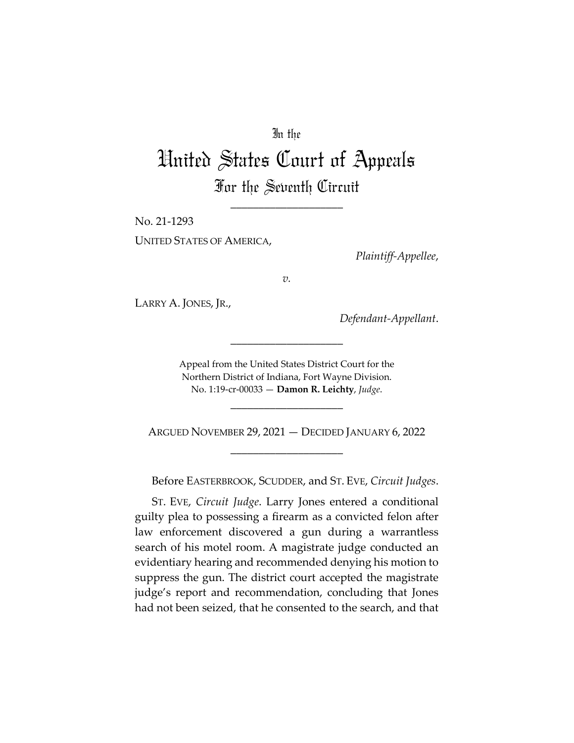In the

# United States Court of Appeals

## For the Seventh Circuit

\_\_\_\_\_\_\_\_\_\_\_\_\_\_\_\_\_\_\_\_

No. 21-1293

UNITED STATES OF AMERICA,

*Plaintiff-Appellee*,

*v.*

LARRY A. JONES, JR.,

*Defendant-Appellant*.

\_\_\_\_\_\_\_\_\_\_\_\_\_\_\_\_\_\_\_\_

Appeal from the United States District Court for the Northern District of Indiana, Fort Wayne Division.
No. 1:19-cr-00033 — **Damon R. Leichty**, *Judge*.

\_\_\_\_\_\_\_\_\_\_\_\_\_\_\_\_\_\_\_\_

ARGUED NOVEMBER 29, 2021 — DECIDED JANUARY 6, 2022

\_\_\_\_\_\_\_\_\_\_\_\_\_\_\_\_\_\_\_\_

Before EASTERBROOK, SCUDDER, and ST. EVE, *Circuit Judges*.

ST. EVE, *Circuit Judge*. Larry Jones entered a conditional guilty plea to possessing a firearm as a convicted felon after law enforcement discovered a gun during a warrantless search of his motel room. A magistrate judge conducted an evidentiary hearing and recommended denying his motion to suppress the gun. The district court accepted the magistrate judge's report and recommendation, concluding that Jones had not been seized, that he consented to the search, and that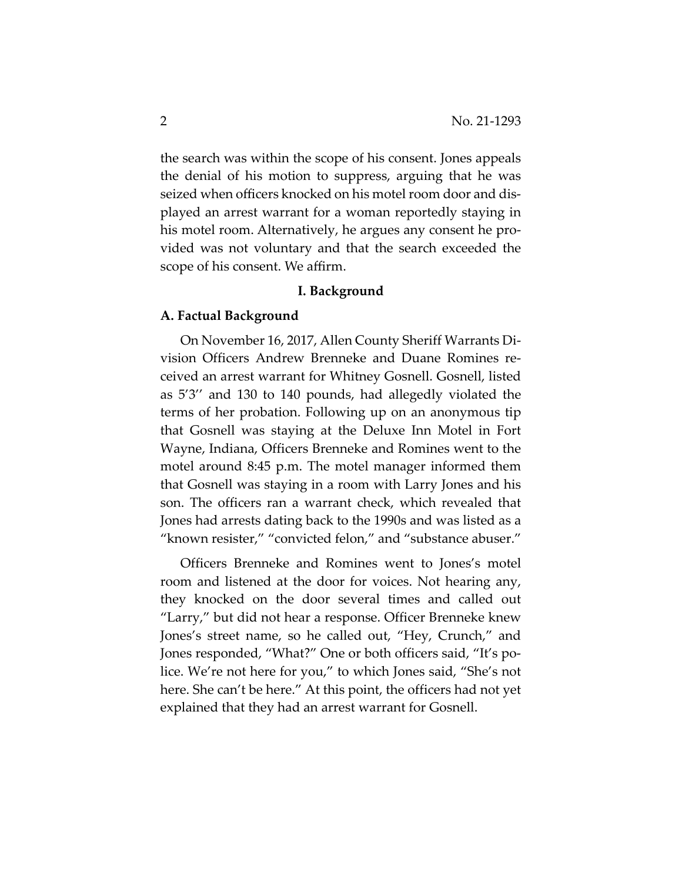the search was within the scope of his consent. Jones appeals the denial of his motion to suppress, arguing that he was seized when officers knocked on his motel room door and displayed an arrest warrant for a woman reportedly staying in his motel room. Alternatively, he argues any consent he provided was not voluntary and that the search exceeded the scope of his consent. We affirm.

## I. Background

### A. Factual Background

On November 16, 2017, Allen County Sheriff Warrants Division Officers Andrew Brenneke and Duane Romines received an arrest warrant for Whitney Gosnell. Gosnell, listed as 5'3'' and 130 to 140 pounds, had allegedly violated the terms of her probation. Following up on an anonymous tip that Gosnell was staying at the Deluxe Inn Motel in Fort Wayne, Indiana, Officers Brenneke and Romines went to the motel around 8:45 p.m. The motel manager informed them that Gosnell was staying in a room with Larry Jones and his son. The officers ran a warrant check, which revealed that Jones had arrests dating back to the 1990s and was listed as a "known resister," "convicted felon," and "substance abuser."

Officers Brenneke and Romines went to Jones's motel room and listened at the door for voices. Not hearing any, they knocked on the door several times and called out "Larry," but did not hear a response. Officer Brenneke knew Jones's street name, so he called out, "Hey, Crunch," and Jones responded, "What?" One or both officers said, "It's police. We're not here for you," to which Jones said, "She's not here. She can't be here." At this point, the officers had not yet explained that they had an arrest warrant for Gosnell.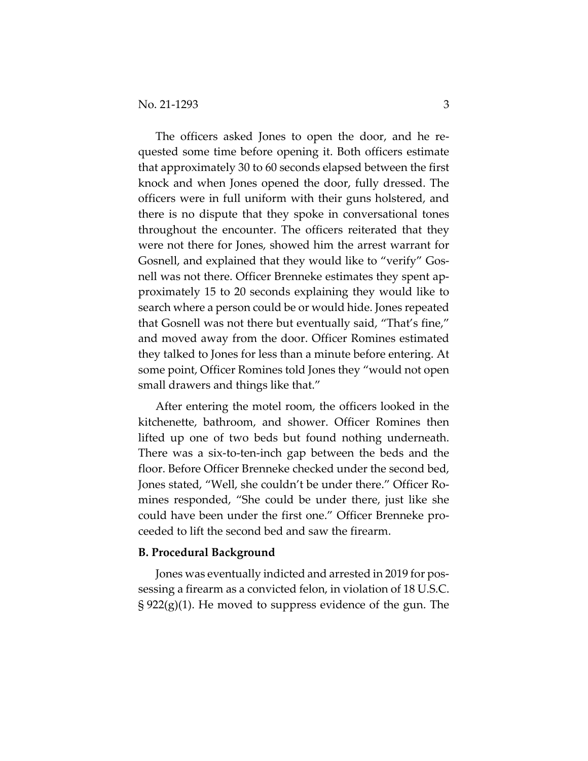The officers asked Jones to open the door, and he requested some time before opening it. Both officers estimate that approximately 30 to 60 seconds elapsed between the first knock and when Jones opened the door, fully dressed. The officers were in full uniform with their guns holstered, and there is no dispute that they spoke in conversational tones throughout the encounter. The officers reiterated that they were not there for Jones, showed him the arrest warrant for Gosnell, and explained that they would like to "verify" Gosnell was not there. Officer Brenneke estimates they spent approximately 15 to 20 seconds explaining they would like to search where a person could be or would hide. Jones repeated that Gosnell was not there but eventually said, "That's fine," and moved away from the door. Officer Romines estimated they talked to Jones for less than a minute before entering. At some point, Officer Romines told Jones they "would not open small drawers and things like that."

After entering the motel room, the officers looked in the kitchenette, bathroom, and shower. Officer Romines then lifted up one of two beds but found nothing underneath. There was a six-to-ten-inch gap between the beds and the floor. Before Officer Brenneke checked under the second bed, Jones stated, "Well, she couldn't be under there." Officer Romines responded, "She could be under there, just like she could have been under the first one." Officer Brenneke proceeded to lift the second bed and saw the firearm.

### B. Procedural Background

Jones was eventually indicted and arrested in 2019 for possessing a firearm as a convicted felon, in violation of 18 U.S.C. § 922(g)(1). He moved to suppress evidence of the gun. The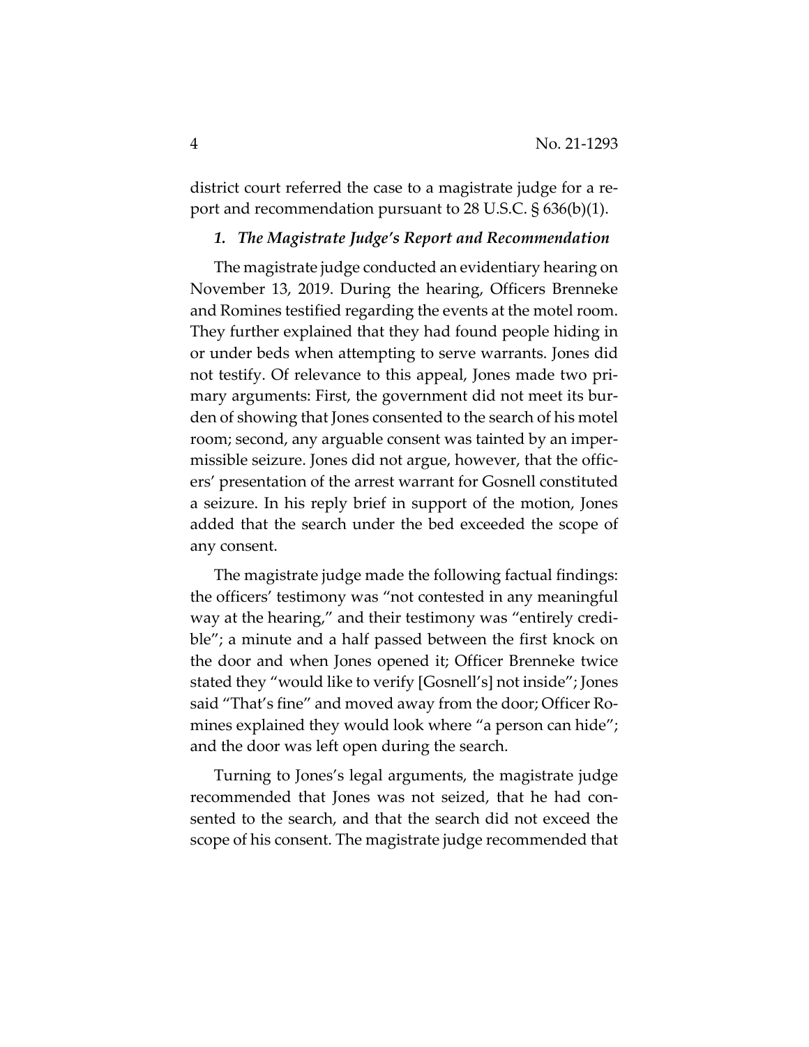district court referred the case to a magistrate judge for a report and recommendation pursuant to 28 U.S.C. § 636(b)(1).

### *1. The Magistrate Judge's Report and Recommendation*

The magistrate judge conducted an evidentiary hearing on November 13, 2019. During the hearing, Officers Brenneke and Romines testified regarding the events at the motel room. They further explained that they had found people hiding in or under beds when attempting to serve warrants. Jones did not testify. Of relevance to this appeal, Jones made two primary arguments: First, the government did not meet its burden of showing that Jones consented to the search of his motel room; second, any arguable consent was tainted by an impermissible seizure. Jones did not argue, however, that the officers' presentation of the arrest warrant for Gosnell constituted a seizure. In his reply brief in support of the motion, Jones added that the search under the bed exceeded the scope of any consent.

The magistrate judge made the following factual findings: the officers' testimony was "not contested in any meaningful way at the hearing," and their testimony was "entirely credible"; a minute and a half passed between the first knock on the door and when Jones opened it; Officer Brenneke twice stated they "would like to verify [Gosnell's] not inside"; Jones said "That's fine" and moved away from the door; Officer Romines explained they would look where "a person can hide"; and the door was left open during the search.

Turning to Jones's legal arguments, the magistrate judge recommended that Jones was not seized, that he had consented to the search, and that the search did not exceed the scope of his consent. The magistrate judge recommended that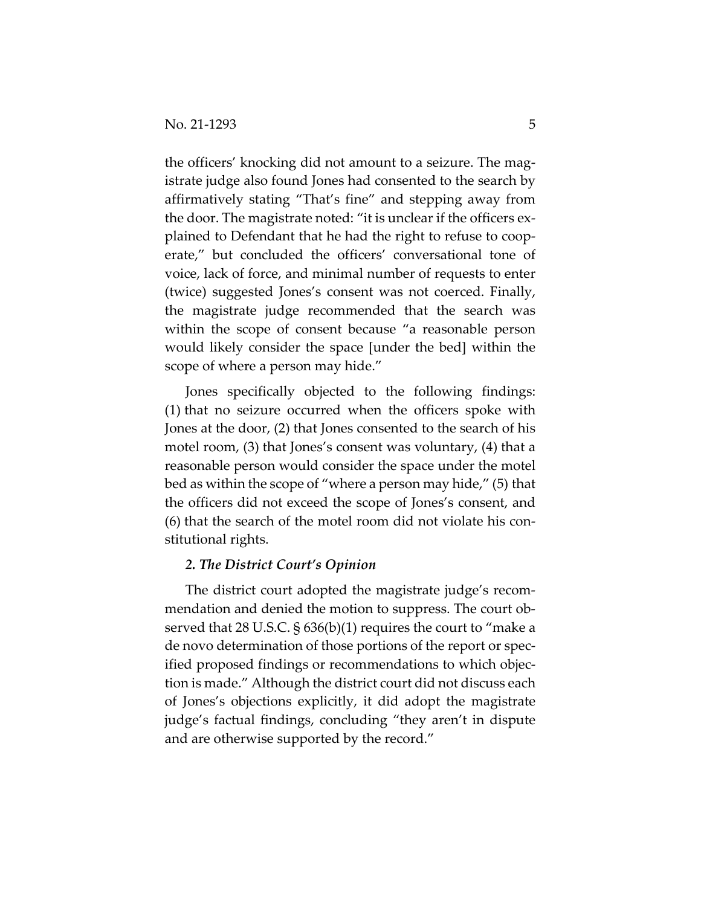the officers' knocking did not amount to a seizure. The magistrate judge also found Jones had consented to the search by affirmatively stating "That's fine" and stepping away from the door. The magistrate noted: "it is unclear if the officers explained to Defendant that he had the right to refuse to cooperate," but concluded the officers' conversational tone of voice, lack of force, and minimal number of requests to enter (twice) suggested Jones's consent was not coerced. Finally, the magistrate judge recommended that the search was within the scope of consent because "a reasonable person would likely consider the space [under the bed] within the scope of where a person may hide."

Jones specifically objected to the following findings: (1) that no seizure occurred when the officers spoke with Jones at the door, (2) that Jones consented to the search of his motel room, (3) that Jones's consent was voluntary, (4) that a reasonable person would consider the space under the motel bed as within the scope of "where a person may hide," (5) that the officers did not exceed the scope of Jones's consent, and (6) that the search of the motel room did not violate his constitutional rights.

### *2. The District Court's Opinion*

The district court adopted the magistrate judge's recommendation and denied the motion to suppress. The court observed that 28 U.S.C. § 636(b)(1) requires the court to "make a de novo determination of those portions of the report or specified proposed findings or recommendations to which objection is made." Although the district court did not discuss each of Jones's objections explicitly, it did adopt the magistrate judge's factual findings, concluding "they aren't in dispute and are otherwise supported by the record."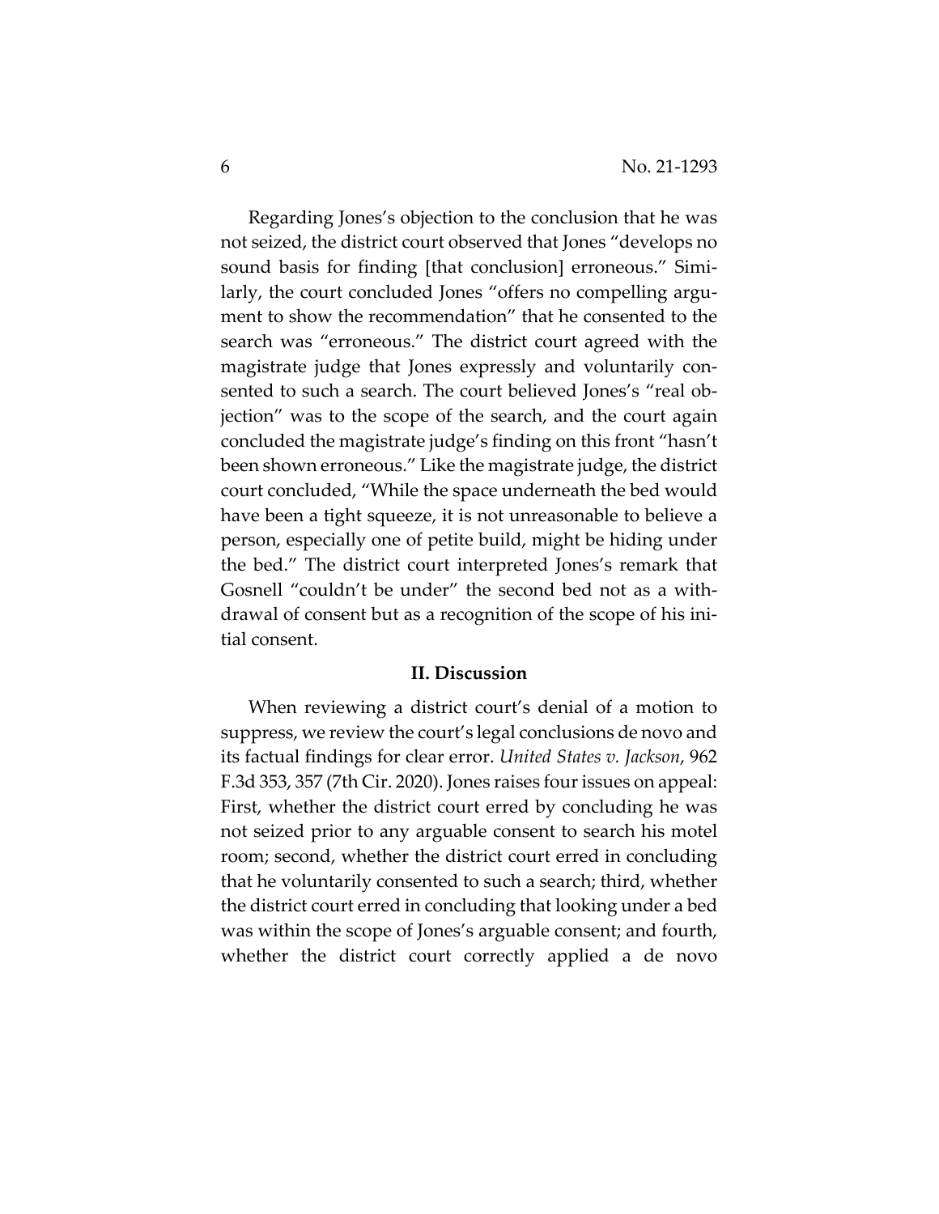Regarding Jones's objection to the conclusion that he was not seized, the district court observed that Jones "develops no sound basis for finding [that conclusion] erroneous." Similarly, the court concluded Jones "offers no compelling argument to show the recommendation" that he consented to the search was "erroneous." The district court agreed with the magistrate judge that Jones expressly and voluntarily consented to such a search. The court believed Jones's "real objection" was to the scope of the search, and the court again concluded the magistrate judge's finding on this front "hasn't been shown erroneous." Like the magistrate judge, the district court concluded, "While the space underneath the bed would have been a tight squeeze, it is not unreasonable to believe a person, especially one of petite build, might be hiding under the bed." The district court interpreted Jones's remark that Gosnell "couldn't be under" the second bed not as a withdrawal of consent but as a recognition of the scope of his initial consent.

## II. Discussion

When reviewing a district court's denial of a motion to suppress, we review the court's legal conclusions de novo and its factual findings for clear error. *United States v. Jackson*, 962 F.3d 353, 357 (7th Cir. 2020). Jones raises four issues on appeal: First, whether the district court erred by concluding he was not seized prior to any arguable consent to search his motel room; second, whether the district court erred in concluding that he voluntarily consented to such a search; third, whether the district court erred in concluding that looking under a bed was within the scope of Jones's arguable consent; and fourth, whether the district court correctly applied a de novo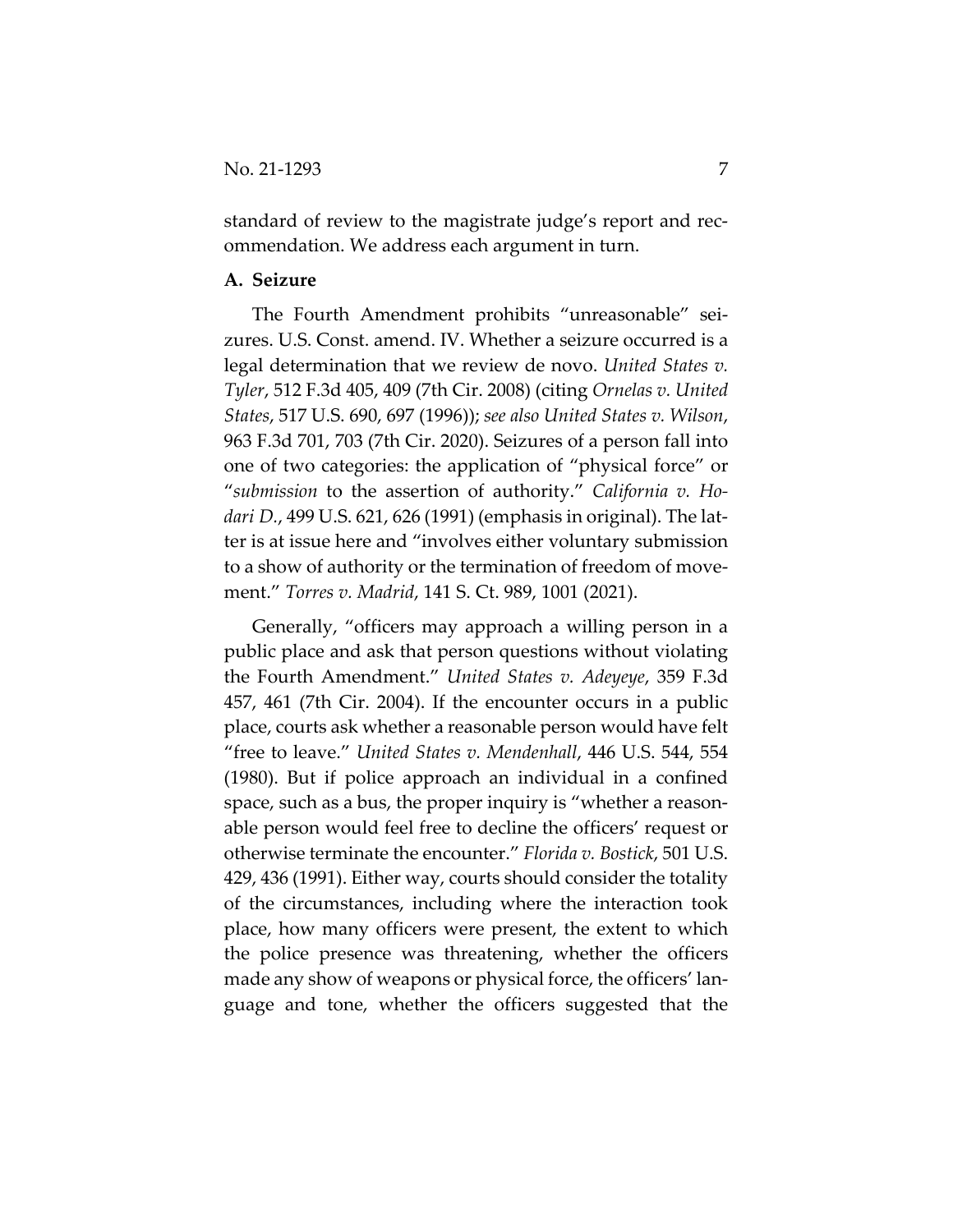standard of review to the magistrate judge's report and recommendation. We address each argument in turn.

### A. Seizure

The Fourth Amendment prohibits "unreasonable" seizures. U.S. Const. amend. IV. Whether a seizure occurred is a legal determination that we review de novo. *United States v. Tyler*, 512 F.3d 405, 409 (7th Cir. 2008) (citing *Ornelas v. United States*, 517 U.S. 690, 697 (1996)); *see also United States v. Wilson*, 963 F.3d 701, 703 (7th Cir. 2020). Seizures of a person fall into one of two categories: the application of "physical force" or "*submission* to the assertion of authority." *California v. Hodari D.*, 499 U.S. 621, 626 (1991) (emphasis in original). The latter is at issue here and "involves either voluntary submission to a show of authority or the termination of freedom of movement." *Torres v. Madrid*, 141 S. Ct. 989, 1001 (2021).

Generally, "officers may approach a willing person in a public place and ask that person questions without violating the Fourth Amendment." *United States v. Adeyeye*, 359 F.3d 457, 461 (7th Cir. 2004). If the encounter occurs in a public place, courts ask whether a reasonable person would have felt "free to leave." *United States v. Mendenhall*, 446 U.S. 544, 554 (1980). But if police approach an individual in a confined space, such as a bus, the proper inquiry is "whether a reasonable person would feel free to decline the officers' request or otherwise terminate the encounter." *Florida v. Bostick*, 501 U.S. 429, 436 (1991). Either way, courts should consider the totality of the circumstances, including where the interaction took place, how many officers were present, the extent to which the police presence was threatening, whether the officers made any show of weapons or physical force, the officers' language and tone, whether the officers suggested that the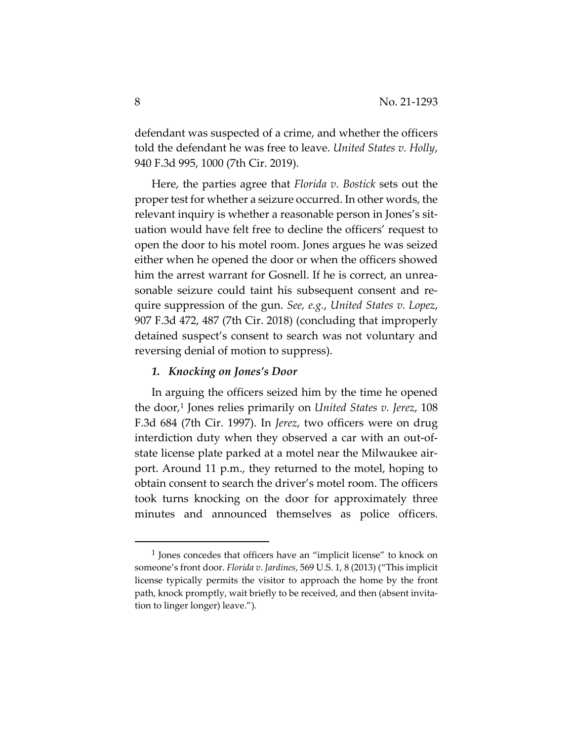defendant was suspected of a crime, and whether the officers told the defendant he was free to leave. *United States v. Holly*, 940 F.3d 995, 1000 (7th Cir. 2019).

Here, the parties agree that *Florida v. Bostick* sets out the proper test for whether a seizure occurred. In other words, the relevant inquiry is whether a reasonable person in Jones's situation would have felt free to decline the officers' request to open the door to his motel room. Jones argues he was seized either when he opened the door or when the officers showed him the arrest warrant for Gosnell. If he is correct, an unreasonable seizure could taint his subsequent consent and require suppression of the gun. *See, e.g.*, *United States v. Lopez*, 907 F.3d 472, 487 (7th Cir. 2018) (concluding that improperly detained suspect's consent to search was not voluntary and reversing denial of motion to suppress).

### *1. Knocking on Jones's Door*

In arguing the officers seized him by the time he opened the door,[1] Jones relies primarily on *United States v. Jerez*, 108 F.3d 684 (7th Cir. 1997). In *Jerez*, two officers were on drug interdiction duty when they observed a car with an out-of-state license plate parked at a motel near the Milwaukee airport. Around 11 p.m., they returned to the motel, hoping to obtain consent to search the driver's motel room. The officers took turns knocking on the door for approximately three minutes and announced themselves as police officers.

---

[1] Jones concedes that officers have an "implicit license" to knock on someone's front door. *Florida v. Jardines*, 569 U.S. 1, 8 (2013) ("This implicit license typically permits the visitor to approach the home by the front path, knock promptly, wait briefly to be received, and then (absent invitation to linger longer) leave.").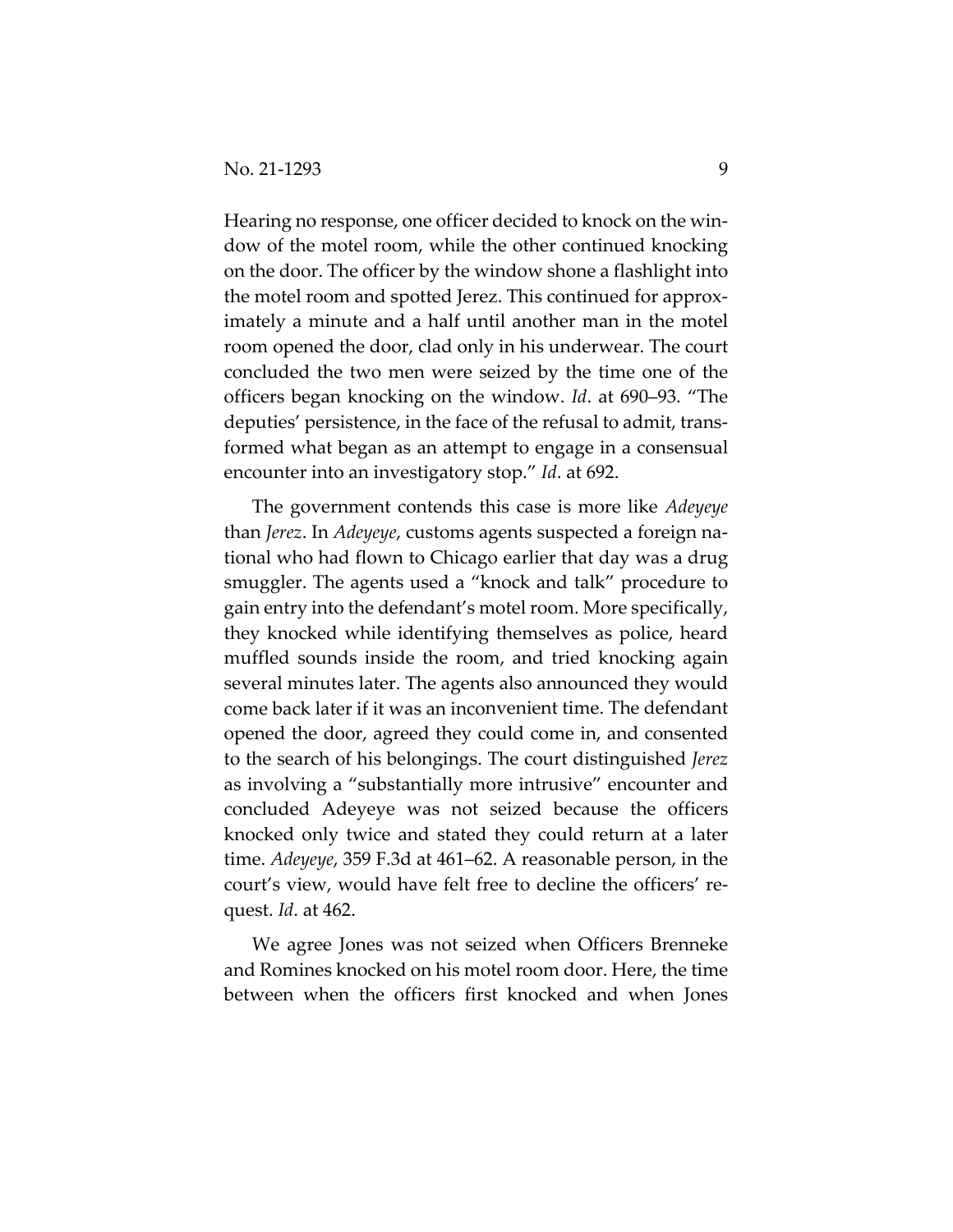Hearing no response, one officer decided to knock on the window of the motel room, while the other continued knocking on the door. The officer by the window shone a flashlight into the motel room and spotted Jerez. This continued for approximately a minute and a half until another man in the motel room opened the door, clad only in his underwear. The court concluded the two men were seized by the time one of the officers began knocking on the window. *Id*. at 690–93. "The deputies' persistence, in the face of the refusal to admit, transformed what began as an attempt to engage in a consensual encounter into an investigatory stop." *Id*. at 692.

The government contends this case is more like *Adeyeye* than *Jerez*. In *Adeyeye*, customs agents suspected a foreign national who had flown to Chicago earlier that day was a drug smuggler. The agents used a "knock and talk" procedure to gain entry into the defendant's motel room. More specifically, they knocked while identifying themselves as police, heard muffled sounds inside the room, and tried knocking again several minutes later. The agents also announced they would come back later if it was an inconvenient time. The defendant opened the door, agreed they could come in, and consented to the search of his belongings. The court distinguished *Jerez* as involving a "substantially more intrusive" encounter and concluded Adeyeye was not seized because the officers knocked only twice and stated they could return at a later time. *Adeyeye*, 359 F.3d at 461–62. A reasonable person, in the court's view, would have felt free to decline the officers' request. *Id*. at 462.

We agree Jones was not seized when Officers Brenneke and Romines knocked on his motel room door. Here, the time between when the officers first knocked and when Jones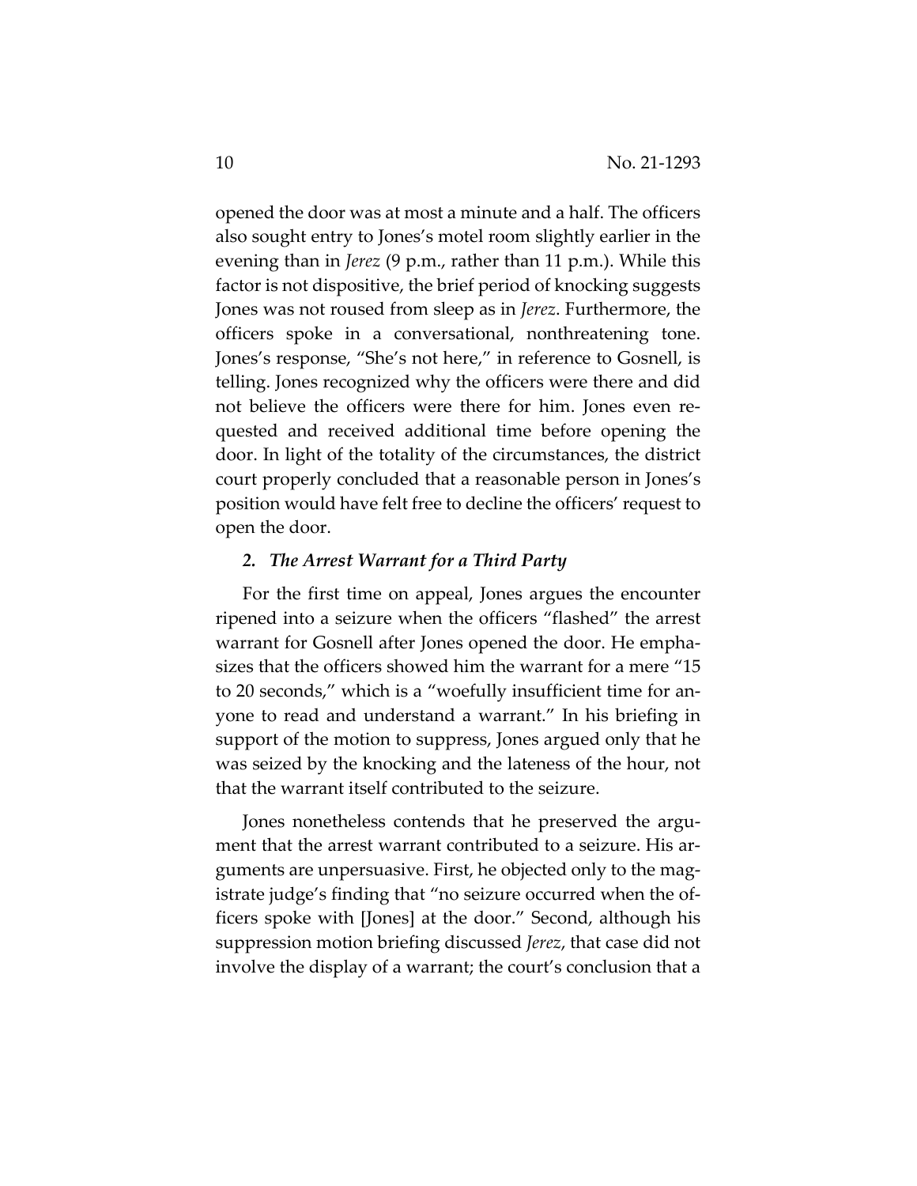opened the door was at most a minute and a half. The officers also sought entry to Jones's motel room slightly earlier in the evening than in *Jerez* (9 p.m., rather than 11 p.m.). While this factor is not dispositive, the brief period of knocking suggests Jones was not roused from sleep as in *Jerez*. Furthermore, the officers spoke in a conversational, nonthreatening tone. Jones's response, "She's not here," in reference to Gosnell, is telling. Jones recognized why the officers were there and did not believe the officers were there for him. Jones even requested and received additional time before opening the door. In light of the totality of the circumstances, the district court properly concluded that a reasonable person in Jones's position would have felt free to decline the officers' request to open the door.

### *2. The Arrest Warrant for a Third Party*

For the first time on appeal, Jones argues the encounter ripened into a seizure when the officers "flashed" the arrest warrant for Gosnell after Jones opened the door. He emphasizes that the officers showed him the warrant for a mere "15 to 20 seconds," which is a "woefully insufficient time for anyone to read and understand a warrant." In his briefing in support of the motion to suppress, Jones argued only that he was seized by the knocking and the lateness of the hour, not that the warrant itself contributed to the seizure.

Jones nonetheless contends that he preserved the argument that the arrest warrant contributed to a seizure. His arguments are unpersuasive. First, he objected only to the magistrate judge's finding that "no seizure occurred when the officers spoke with [Jones] at the door." Second, although his suppression motion briefing discussed *Jerez*, that case did not involve the display of a warrant; the court's conclusion that a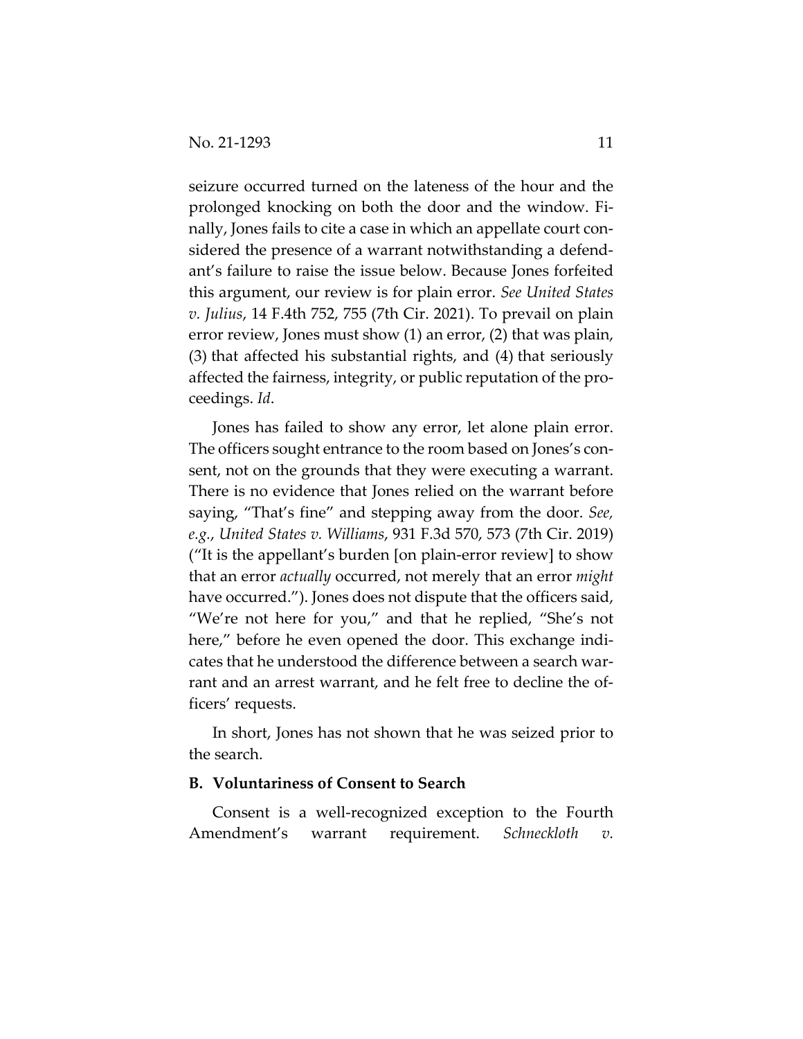seizure occurred turned on the lateness of the hour and the prolonged knocking on both the door and the window. Finally, Jones fails to cite a case in which an appellate court considered the presence of a warrant notwithstanding a defendant's failure to raise the issue below. Because Jones forfeited this argument, our review is for plain error. *See United States v. Julius*, 14 F.4th 752, 755 (7th Cir. 2021). To prevail on plain error review, Jones must show (1) an error, (2) that was plain, (3) that affected his substantial rights, and (4) that seriously affected the fairness, integrity, or public reputation of the proceedings. *Id*.

Jones has failed to show any error, let alone plain error. The officers sought entrance to the room based on Jones's consent, not on the grounds that they were executing a warrant. There is no evidence that Jones relied on the warrant before saying, "That's fine" and stepping away from the door. *See, e.g.*, *United States v. Williams*, 931 F.3d 570, 573 (7th Cir. 2019) ("It is the appellant's burden [on plain-error review] to show that an error *actually* occurred, not merely that an error *might* have occurred."). Jones does not dispute that the officers said, "We're not here for you," and that he replied, "She's not here," before he even opened the door. This exchange indicates that he understood the difference between a search warrant and an arrest warrant, and he felt free to decline the officers' requests.

In short, Jones has not shown that he was seized prior to the search.

### B. Voluntariness of Consent to Search

Consent is a well-recognized exception to the Fourth Amendment's warrant requirement. *Schneckloth v.*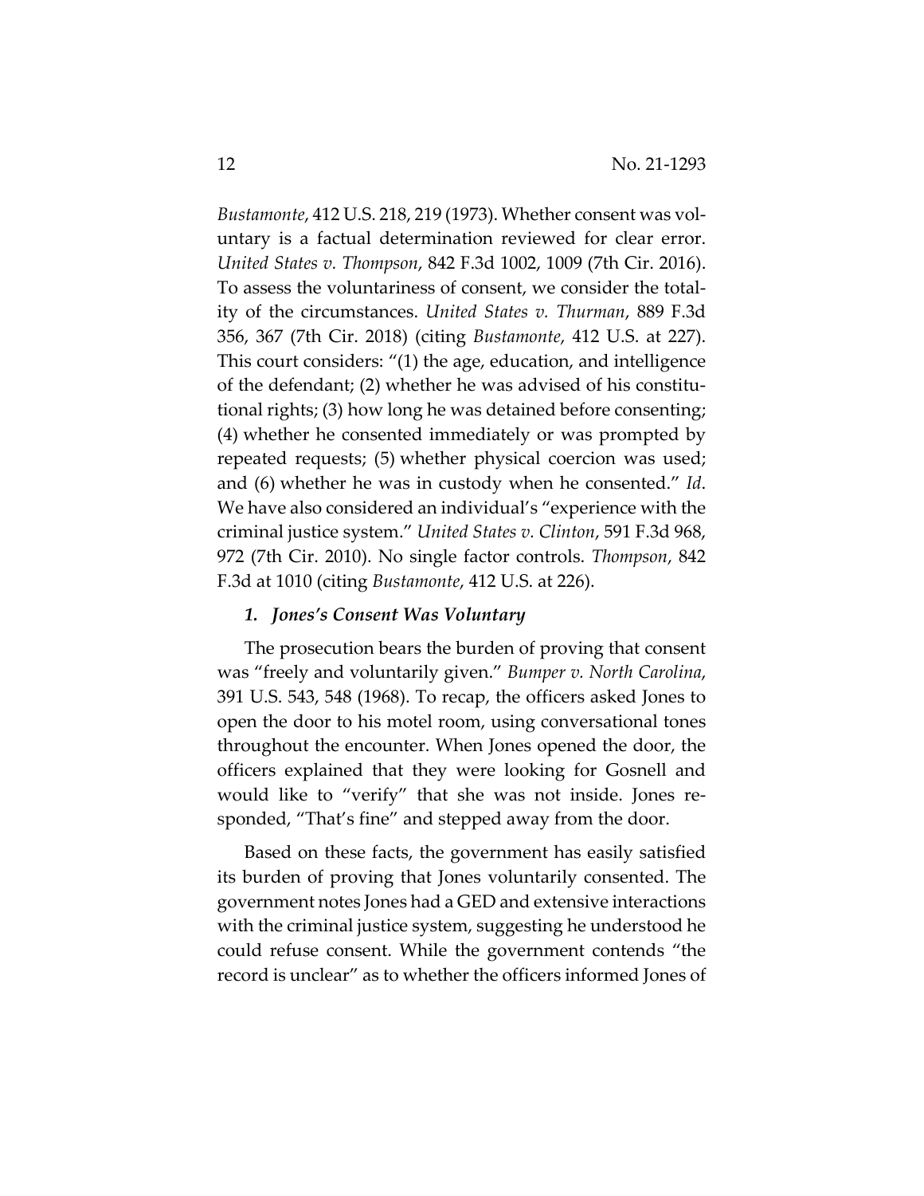*Bustamonte*, 412 U.S. 218, 219 (1973). Whether consent was voluntary is a factual determination reviewed for clear error. *United States v. Thompson*, 842 F.3d 1002, 1009 (7th Cir. 2016). To assess the voluntariness of consent, we consider the totality of the circumstances. *United States v. Thurman*, 889 F.3d 356, 367 (7th Cir. 2018) (citing *Bustamonte*, 412 U.S. at 227). This court considers: "(1) the age, education, and intelligence of the defendant; (2) whether he was advised of his constitutional rights; (3) how long he was detained before consenting; (4) whether he consented immediately or was prompted by repeated requests; (5) whether physical coercion was used; and (6) whether he was in custody when he consented." *Id*. We have also considered an individual's "experience with the criminal justice system." *United States v. Clinton*, 591 F.3d 968, 972 (7th Cir. 2010). No single factor controls. *Thompson*, 842 F.3d at 1010 (citing *Bustamonte*, 412 U.S. at 226).

### *1. Jones's Consent Was Voluntary*

The prosecution bears the burden of proving that consent was "freely and voluntarily given." *Bumper v. North Carolina*, 391 U.S. 543, 548 (1968). To recap, the officers asked Jones to open the door to his motel room, using conversational tones throughout the encounter. When Jones opened the door, the officers explained that they were looking for Gosnell and would like to "verify" that she was not inside. Jones responded, "That's fine" and stepped away from the door.

Based on these facts, the government has easily satisfied its burden of proving that Jones voluntarily consented. The government notes Jones had a GED and extensive interactions with the criminal justice system, suggesting he understood he could refuse consent. While the government contends "the record is unclear" as to whether the officers informed Jones of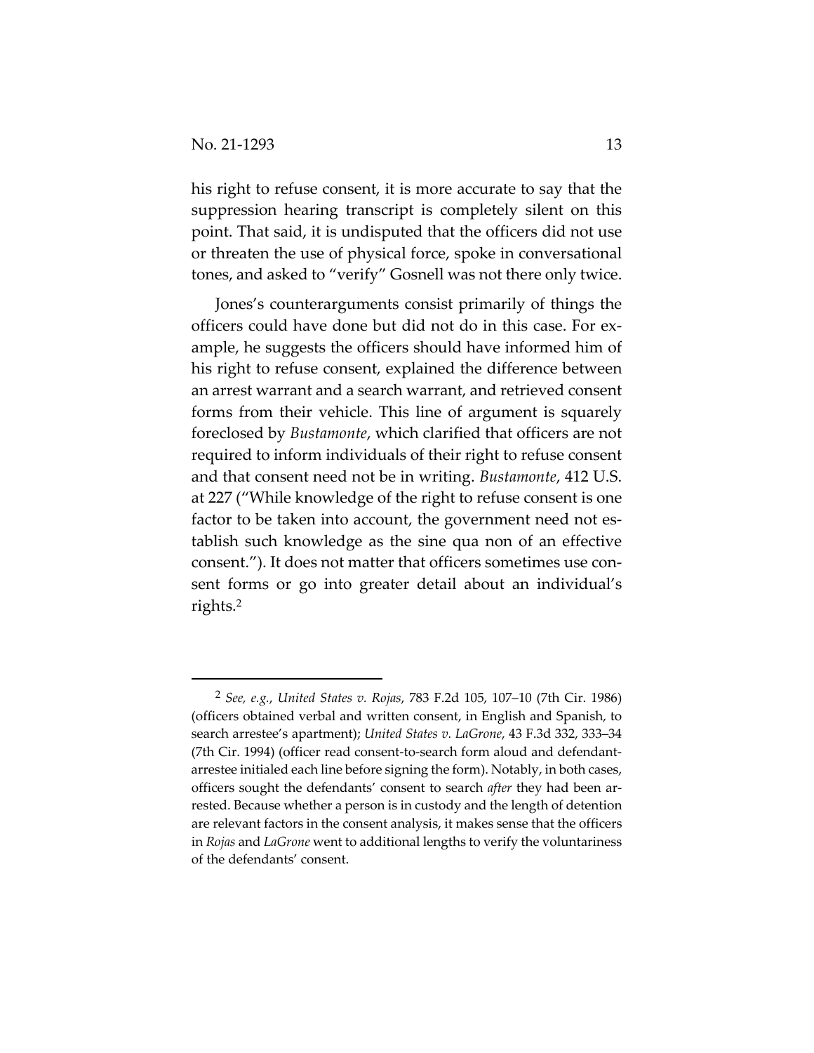his right to refuse consent, it is more accurate to say that the suppression hearing transcript is completely silent on this point. That said, it is undisputed that the officers did not use or threaten the use of physical force, spoke in conversational tones, and asked to "verify" Gosnell was not there only twice.

Jones's counterarguments consist primarily of things the officers could have done but did not do in this case. For example, he suggests the officers should have informed him of his right to refuse consent, explained the difference between an arrest warrant and a search warrant, and retrieved consent forms from their vehicle. This line of argument is squarely foreclosed by *Bustamonte*, which clarified that officers are not required to inform individuals of their right to refuse consent and that consent need not be in writing. *Bustamonte*, 412 U.S. at 227 ("While knowledge of the right to refuse consent is one factor to be taken into account, the government need not establish such knowledge as the sine qua non of an effective consent."). It does not matter that officers sometimes use consent forms or go into greater detail about an individual's rights.[2]

---

[2] *See, e.g.*, *United States v. Rojas*, 783 F.2d 105, 107–10 (7th Cir. 1986) (officers obtained verbal and written consent, in English and Spanish, to search arrestee's apartment); *United States v. LaGrone*, 43 F.3d 332, 333–34 (7th Cir. 1994) (officer read consent-to-search form aloud and defendant-arrestee initialed each line before signing the form). Notably, in both cases, officers sought the defendants' consent to search *after* they had been arrested. Because whether a person is in custody and the length of detention are relevant factors in the consent analysis, it makes sense that the officers in *Rojas* and *LaGrone* went to additional lengths to verify the voluntariness of the defendants' consent.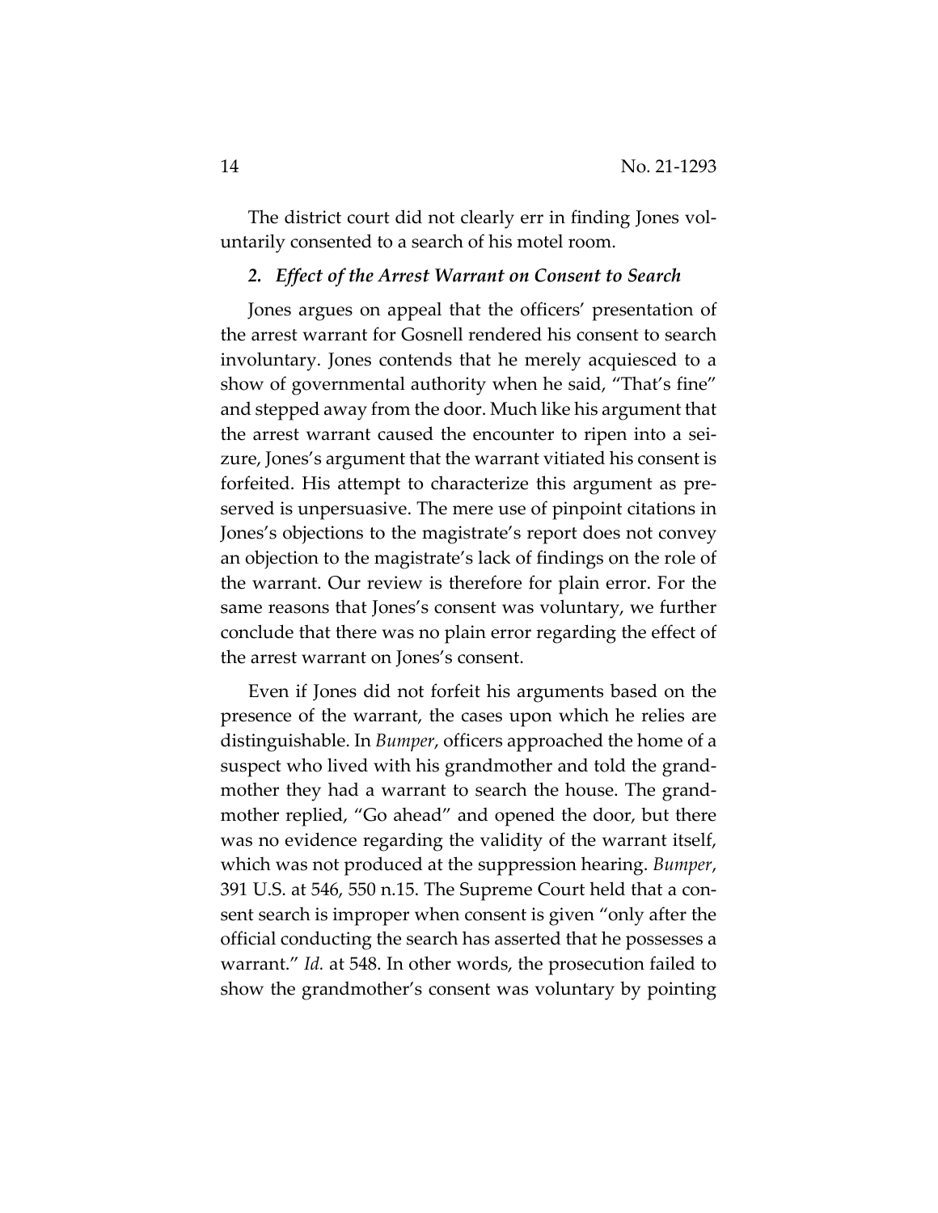The district court did not clearly err in finding Jones voluntarily consented to a search of his motel room.

### *2. Effect of the Arrest Warrant on Consent to Search*

Jones argues on appeal that the officers' presentation of the arrest warrant for Gosnell rendered his consent to search involuntary. Jones contends that he merely acquiesced to a show of governmental authority when he said, "That's fine" and stepped away from the door. Much like his argument that the arrest warrant caused the encounter to ripen into a seizure, Jones's argument that the warrant vitiated his consent is forfeited. His attempt to characterize this argument as preserved is unpersuasive. The mere use of pinpoint citations in Jones's objections to the magistrate's report does not convey an objection to the magistrate's lack of findings on the role of the warrant. Our review is therefore for plain error. For the same reasons that Jones's consent was voluntary, we further conclude that there was no plain error regarding the effect of the arrest warrant on Jones's consent.

Even if Jones did not forfeit his arguments based on the presence of the warrant, the cases upon which he relies are distinguishable. In *Bumper*, officers approached the home of a suspect who lived with his grandmother and told the grandmother they had a warrant to search the house. The grandmother replied, "Go ahead" and opened the door, but there was no evidence regarding the validity of the warrant itself, which was not produced at the suppression hearing. *Bumper*, 391 U.S. at 546, 550 n.15. The Supreme Court held that a consent search is improper when consent is given "only after the official conducting the search has asserted that he possesses a warrant." *Id.* at 548. In other words, the prosecution failed to show the grandmother's consent was voluntary by pointing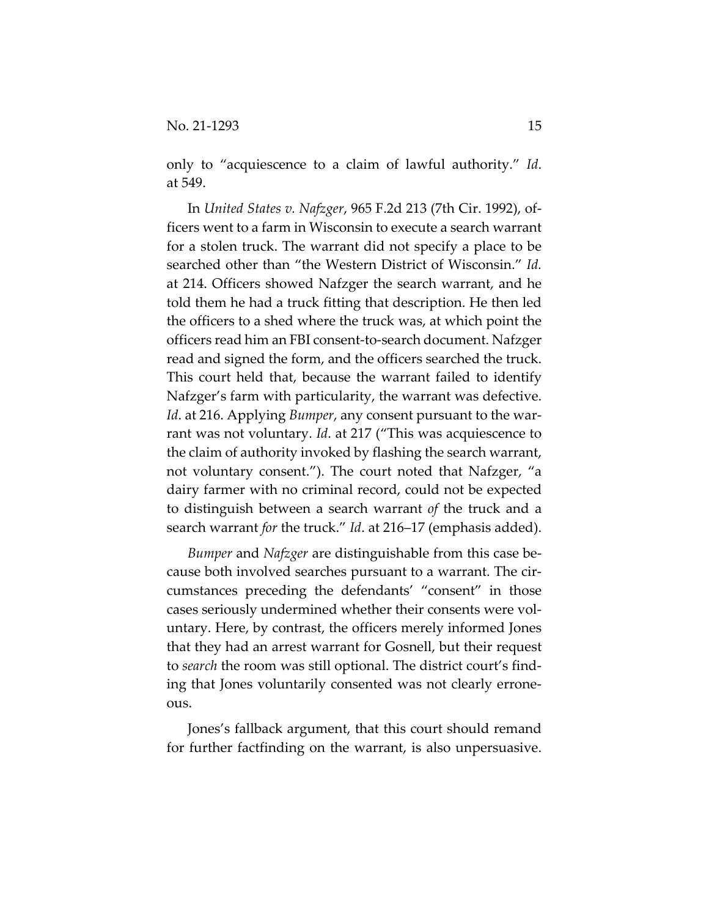only to "acquiescence to a claim of lawful authority." *Id*. at 549.

In *United States v. Nafzger*, 965 F.2d 213 (7th Cir. 1992), officers went to a farm in Wisconsin to execute a search warrant for a stolen truck. The warrant did not specify a place to be searched other than "the Western District of Wisconsin." *Id.* at 214. Officers showed Nafzger the search warrant, and he told them he had a truck fitting that description. He then led the officers to a shed where the truck was, at which point the officers read him an FBI consent-to-search document. Nafzger read and signed the form, and the officers searched the truck. This court held that, because the warrant failed to identify Nafzger's farm with particularity, the warrant was defective. *Id*. at 216. Applying *Bumper*, any consent pursuant to the warrant was not voluntary. *Id*. at 217 ("This was acquiescence to the claim of authority invoked by flashing the search warrant, not voluntary consent."). The court noted that Nafzger, "a dairy farmer with no criminal record, could not be expected to distinguish between a search warrant *of* the truck and a search warrant *for* the truck." *Id*. at 216–17 (emphasis added).

*Bumper* and *Nafzger* are distinguishable from this case because both involved searches pursuant to a warrant. The circumstances preceding the defendants' "consent" in those cases seriously undermined whether their consents were voluntary. Here, by contrast, the officers merely informed Jones that they had an arrest warrant for Gosnell, but their request to *search* the room was still optional. The district court's finding that Jones voluntarily consented was not clearly erroneous.

Jones's fallback argument, that this court should remand for further factfinding on the warrant, is also unpersuasive.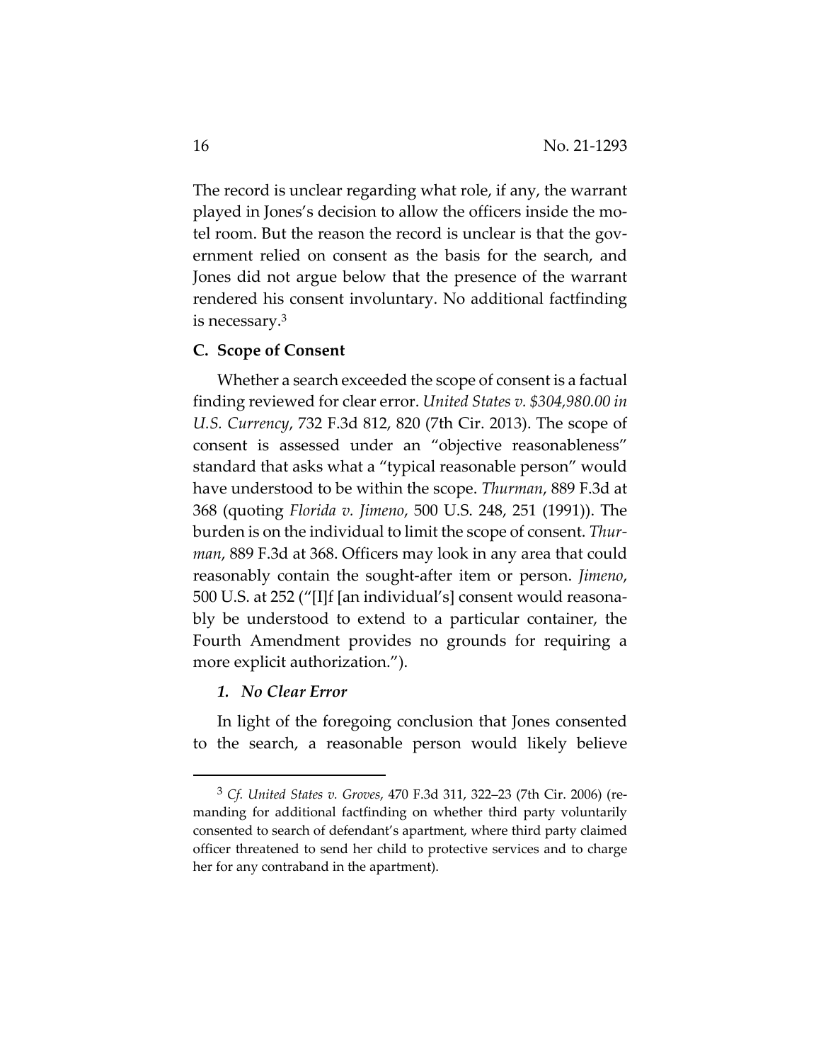The record is unclear regarding what role, if any, the warrant played in Jones's decision to allow the officers inside the motel room. But the reason the record is unclear is that the government relied on consent as the basis for the search, and Jones did not argue below that the presence of the warrant rendered his consent involuntary. No additional factfinding is necessary.[3]

### C. Scope of Consent

Whether a search exceeded the scope of consent is a factual finding reviewed for clear error. *United States v. $304,980.00 in U.S. Currency*, 732 F.3d 812, 820 (7th Cir. 2013). The scope of consent is assessed under an "objective reasonableness" standard that asks what a "typical reasonable person" would have understood to be within the scope. *Thurman*, 889 F.3d at 368 (quoting *Florida v. Jimeno*, 500 U.S. 248, 251 (1991)). The burden is on the individual to limit the scope of consent. *Thurman*, 889 F.3d at 368. Officers may look in any area that could reasonably contain the sought-after item or person. *Jimeno*, 500 U.S. at 252 ("[I]f [an individual's] consent would reasonably be understood to extend to a particular container, the Fourth Amendment provides no grounds for requiring a more explicit authorization.").

#### *1. No Clear Error*

In light of the foregoing conclusion that Jones consented to the search, a reasonable person would likely believe

---

[3] *Cf. United States v. Groves*, 470 F.3d 311, 322–23 (7th Cir. 2006) (remanding for additional factfinding on whether third party voluntarily consented to search of defendant's apartment, where third party claimed officer threatened to send her child to protective services and to charge her for any contraband in the apartment).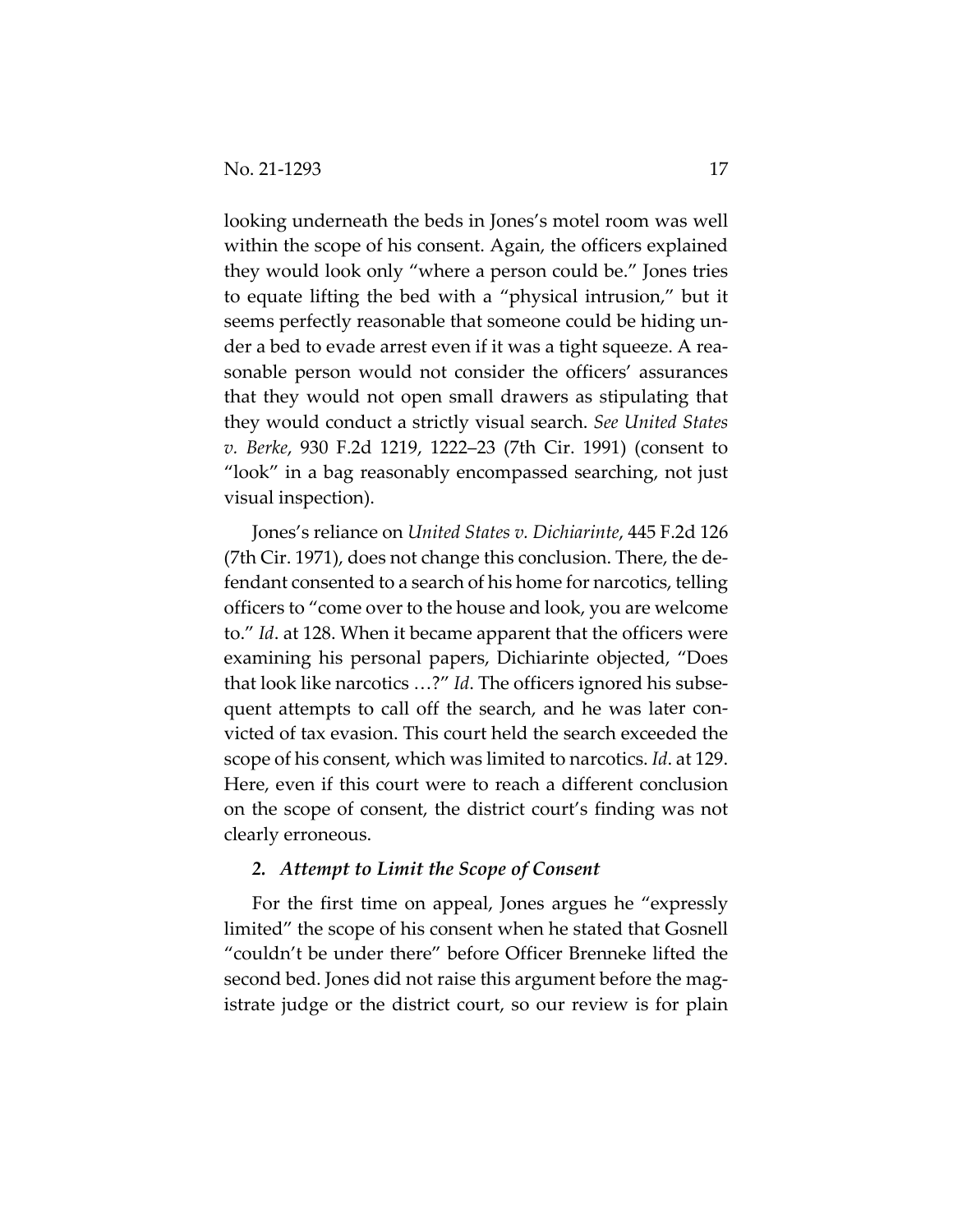looking underneath the beds in Jones's motel room was well within the scope of his consent. Again, the officers explained they would look only "where a person could be." Jones tries to equate lifting the bed with a "physical intrusion," but it seems perfectly reasonable that someone could be hiding under a bed to evade arrest even if it was a tight squeeze. A reasonable person would not consider the officers' assurances that they would not open small drawers as stipulating that they would conduct a strictly visual search. *See United States v. Berke*, 930 F.2d 1219, 1222–23 (7th Cir. 1991) (consent to "look" in a bag reasonably encompassed searching, not just visual inspection).

Jones's reliance on *United States v. Dichiarinte*, 445 F.2d 126 (7th Cir. 1971), does not change this conclusion. There, the defendant consented to a search of his home for narcotics, telling officers to "come over to the house and look, you are welcome to." *Id*. at 128. When it became apparent that the officers were examining his personal papers, Dichiarinte objected, "Does that look like narcotics …?" *Id*. The officers ignored his subsequent attempts to call off the search, and he was later convicted of tax evasion. This court held the search exceeded the scope of his consent, which was limited to narcotics. *Id*. at 129. Here, even if this court were to reach a different conclusion on the scope of consent, the district court's finding was not clearly erroneous.

### *2. Attempt to Limit the Scope of Consent*

For the first time on appeal, Jones argues he "expressly limited" the scope of his consent when he stated that Gosnell "couldn't be under there" before Officer Brenneke lifted the second bed. Jones did not raise this argument before the magistrate judge or the district court, so our review is for plain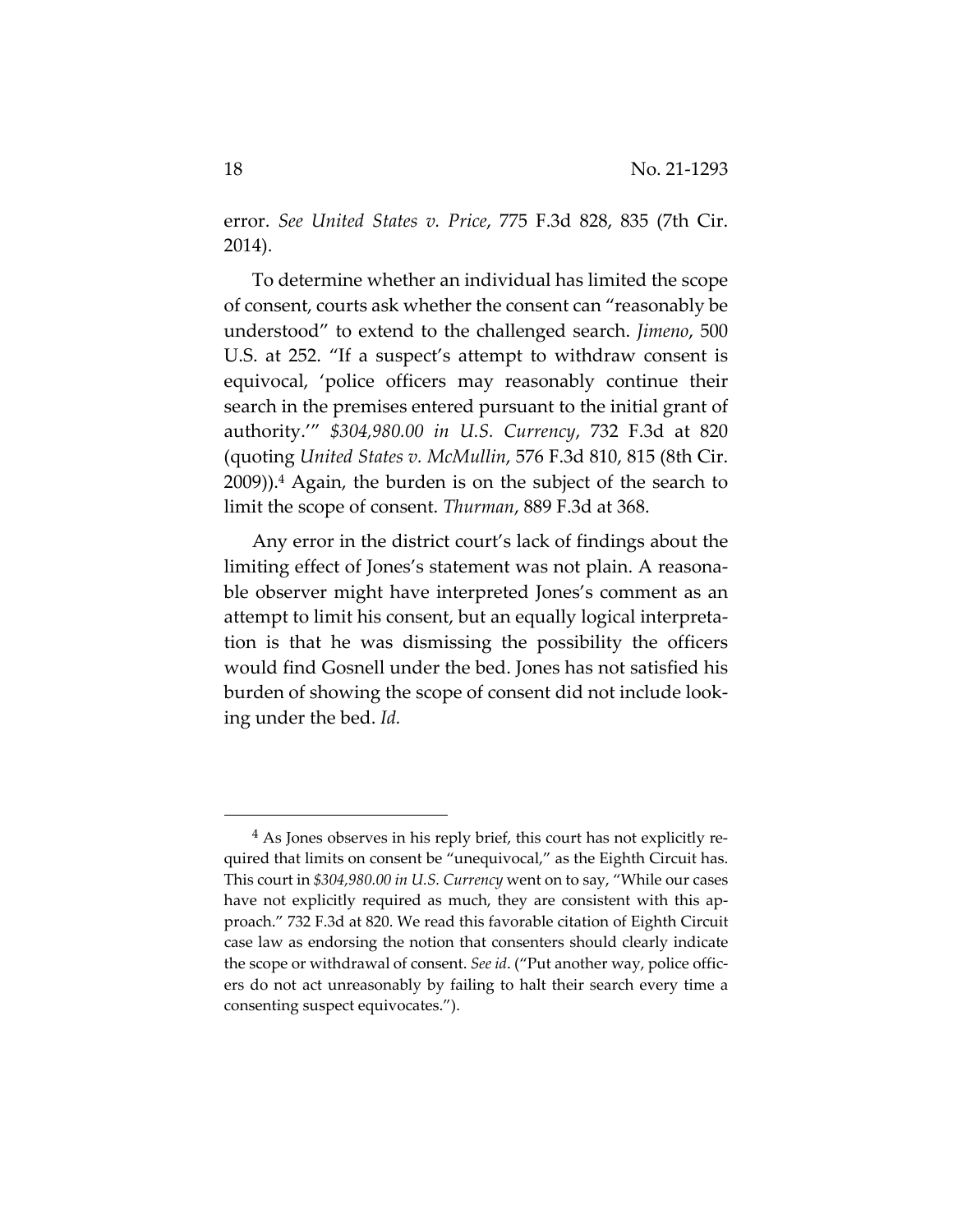error. *See United States v. Price*, 775 F.3d 828, 835 (7th Cir. 2014).

To determine whether an individual has limited the scope of consent, courts ask whether the consent can "reasonably be understood" to extend to the challenged search. *Jimeno*, 500 U.S. at 252. "If a suspect's attempt to withdraw consent is equivocal, 'police officers may reasonably continue their search in the premises entered pursuant to the initial grant of authority.'" *$304,980.00 in U.S. Currency*, 732 F.3d at 820 (quoting *United States v. McMullin*, 576 F.3d 810, 815 (8th Cir. 2009)).[4] Again, the burden is on the subject of the search to limit the scope of consent. *Thurman*, 889 F.3d at 368.

Any error in the district court's lack of findings about the limiting effect of Jones's statement was not plain. A reasonable observer might have interpreted Jones's comment as an attempt to limit his consent, but an equally logical interpretation is that he was dismissing the possibility the officers would find Gosnell under the bed. Jones has not satisfied his burden of showing the scope of consent did not include looking under the bed. *Id.*

---

[4] As Jones observes in his reply brief, this court has not explicitly required that limits on consent be "unequivocal," as the Eighth Circuit has. This court in *$304,980.00 in U.S. Currency* went on to say, "While our cases have not explicitly required as much, they are consistent with this approach." 732 F.3d at 820. We read this favorable citation of Eighth Circuit case law as endorsing the notion that consenters should clearly indicate the scope or withdrawal of consent. *See id.* ("Put another way, police officers do not act unreasonably by failing to halt their search every time a consenting suspect equivocates.").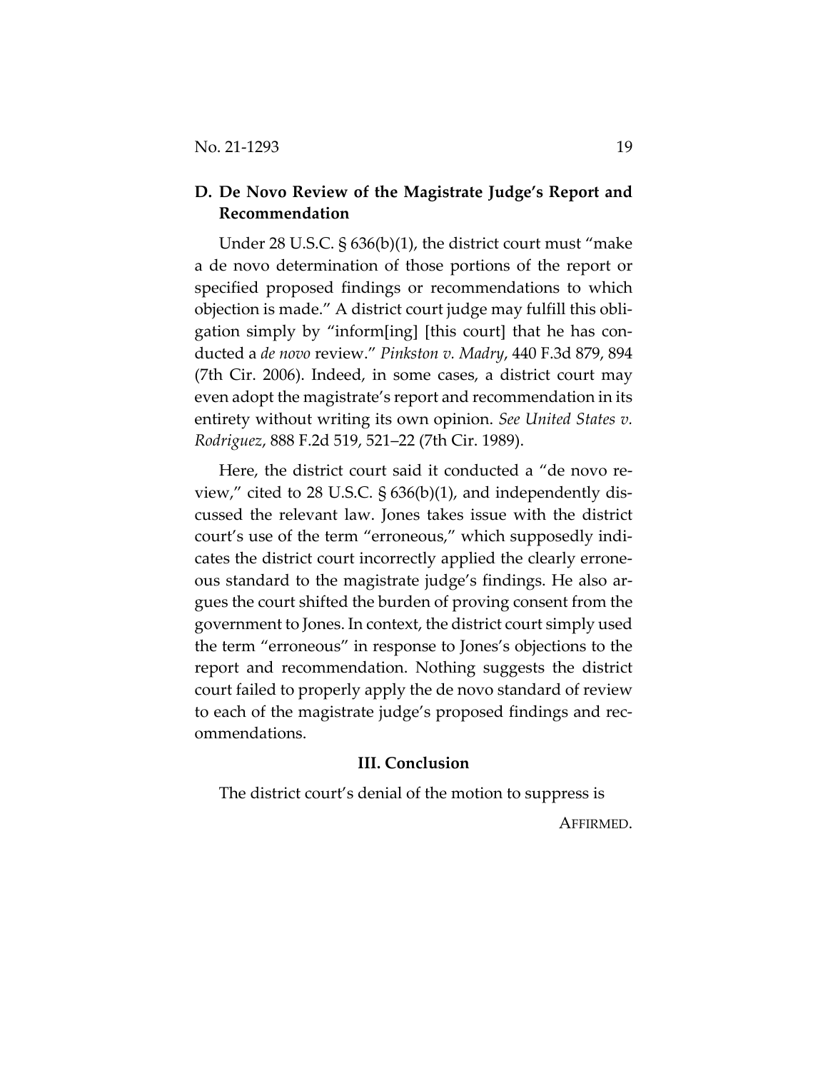## D. De Novo Review of the Magistrate Judge's Report and Recommendation

Under 28 U.S.C. § 636(b)(1), the district court must "make a de novo determination of those portions of the report or specified proposed findings or recommendations to which objection is made." A district court judge may fulfill this obligation simply by "inform[ing] [this court] that he has conducted a *de novo* review." *Pinkston v. Madry*, 440 F.3d 879, 894 (7th Cir. 2006). Indeed, in some cases, a district court may even adopt the magistrate's report and recommendation in its entirety without writing its own opinion. *See United States v. Rodriguez*, 888 F.2d 519, 521–22 (7th Cir. 1989).

Here, the district court said it conducted a "de novo review," cited to 28 U.S.C. § 636(b)(1), and independently discussed the relevant law. Jones takes issue with the district court's use of the term "erroneous," which supposedly indicates the district court incorrectly applied the clearly erroneous standard to the magistrate judge's findings. He also argues the court shifted the burden of proving consent from the government to Jones. In context, the district court simply used the term "erroneous" in response to Jones's objections to the report and recommendation. Nothing suggests the district court failed to properly apply the de novo standard of review to each of the magistrate judge's proposed findings and recommendations.

## III. Conclusion

The district court's denial of the motion to suppress is

AFFIRMED.